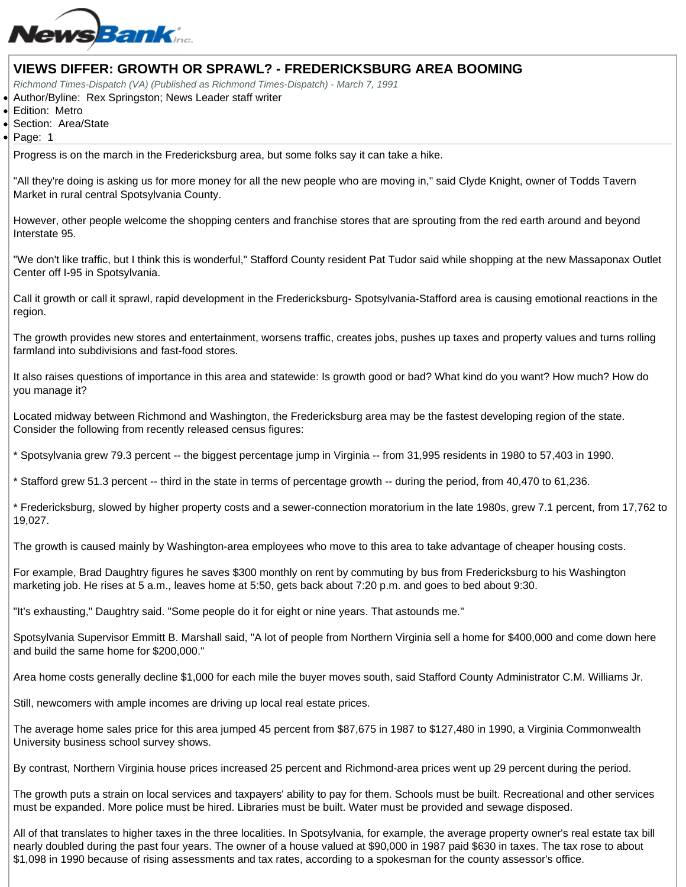# VIEWS DIFFER: GROWTH OR SPRAWL? - FREDERICKSBURG AREA BOOMING

*Richmond Times-Dispatch (VA) (Published as Richmond Times-Dispatch) - March 7, 1991*

- Author/Byline: Rex Springston; News Leader staff writer
- Edition: Metro
- Section: Area/State
- Page: 1

---

Progress is on the march in the Fredericksburg area, but some folks say it can take a hike.

"All they're doing is asking us for more money for all the new people who are moving in," said Clyde Knight, owner of Todds Tavern Market in rural central Spotsylvania County.

However, other people welcome the shopping centers and franchise stores that are sprouting from the red earth around and beyond Interstate 95.

"We don't like traffic, but I think this is wonderful," Stafford County resident Pat Tudor said while shopping at the new Massaponax Outlet Center off I-95 in Spotsylvania.

Call it growth or call it sprawl, rapid development in the Fredericksburg- Spotsylvania-Stafford area is causing emotional reactions in the region.

The growth provides new stores and entertainment, worsens traffic, creates jobs, pushes up taxes and property values and turns rolling farmland into subdivisions and fast-food stores.

It also raises questions of importance in this area and statewide: Is growth good or bad? What kind do you want? How much? How do you manage it?

Located midway between Richmond and Washington, the Fredericksburg area may be the fastest developing region of the state. Consider the following from recently released census figures:

* Spotsylvania grew 79.3 percent -- the biggest percentage jump in Virginia -- from 31,995 residents in 1980 to 57,403 in 1990.

* Stafford grew 51.3 percent -- third in the state in terms of percentage growth -- during the period, from 40,470 to 61,236.

* Fredericksburg, slowed by higher property costs and a sewer-connection moratorium in the late 1980s, grew 7.1 percent, from 17,762 to 19,027.

The growth is caused mainly by Washington-area employees who move to this area to take advantage of cheaper housing costs.

For example, Brad Daughtry figures he saves $300 monthly on rent by commuting by bus from Fredericksburg to his Washington marketing job. He rises at 5 a.m., leaves home at 5:50, gets back about 7:20 p.m. and goes to bed about 9:30.

"It's exhausting," Daughtry said. "Some people do it for eight or nine years. That astounds me."

Spotsylvania Supervisor Emmitt B. Marshall said, "A lot of people from Northern Virginia sell a home for $400,000 and come down here and build the same home for $200,000."

Area home costs generally decline $1,000 for each mile the buyer moves south, said Stafford County Administrator C.M. Williams Jr.

Still, newcomers with ample incomes are driving up local real estate prices.

The average home sales price for this area jumped 45 percent from $87,675 in 1987 to $127,480 in 1990, a Virginia Commonwealth University business school survey shows.

By contrast, Northern Virginia house prices increased 25 percent and Richmond-area prices went up 29 percent during the period.

The growth puts a strain on local services and taxpayers' ability to pay for them. Schools must be built. Recreational and other services must be expanded. More police must be hired. Libraries must be built. Water must be provided and sewage disposed.

All of that translates to higher taxes in the three localities. In Spotsylvania, for example, the average property owner's real estate tax bill nearly doubled during the past four years. The owner of a house valued at $90,000 in 1987 paid $630 in taxes. The tax rose to about $1,098 in 1990 because of rising assessments and tax rates, according to a spokesman for the county assessor's office.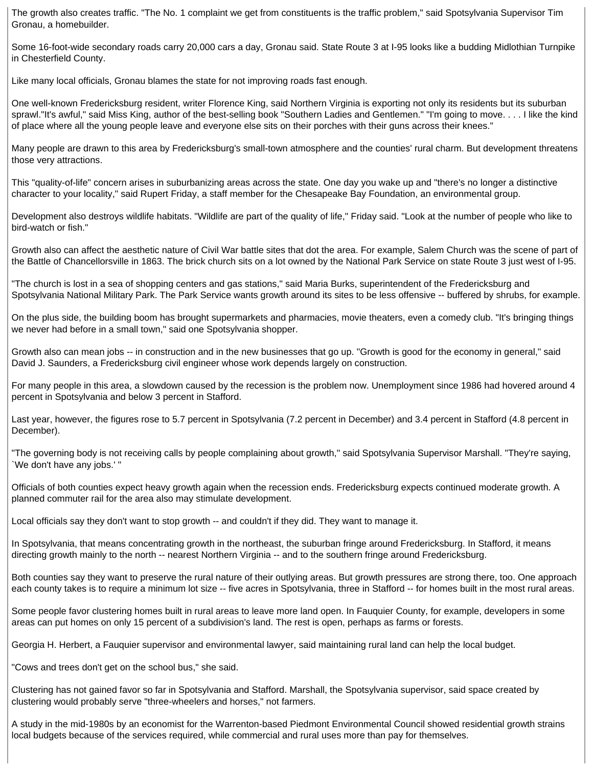The growth also creates traffic. "The No. 1 complaint we get from constituents is the traffic problem," said Spotsylvania Supervisor Tim Gronau, a homebuilder.

Some 16-foot-wide secondary roads carry 20,000 cars a day, Gronau said. State Route 3 at I-95 looks like a budding Midlothian Turnpike in Chesterfield County.

Like many local officials, Gronau blames the state for not improving roads fast enough.

One well-known Fredericksburg resident, writer Florence King, said Northern Virginia is exporting not only its residents but its suburban sprawl."It's awful," said Miss King, author of the best-selling book "Southern Ladies and Gentlemen." "I'm going to move. . . . I like the kind of place where all the young people leave and everyone else sits on their porches with their guns across their knees."

Many people are drawn to this area by Fredericksburg's small-town atmosphere and the counties' rural charm. But development threatens those very attractions.

This "quality-of-life" concern arises in suburbanizing areas across the state. One day you wake up and "there's no longer a distinctive character to your locality," said Rupert Friday, a staff member for the Chesapeake Bay Foundation, an environmental group.

Development also destroys wildlife habitats. "Wildlife are part of the quality of life," Friday said. "Look at the number of people who like to bird-watch or fish."

Growth also can affect the aesthetic nature of Civil War battle sites that dot the area. For example, Salem Church was the scene of part of the Battle of Chancellorsville in 1863. The brick church sits on a lot owned by the National Park Service on state Route 3 just west of I-95.

"The church is lost in a sea of shopping centers and gas stations," said Maria Burks, superintendent of the Fredericksburg and Spotsylvania National Military Park. The Park Service wants growth around its sites to be less offensive -- buffered by shrubs, for example.

On the plus side, the building boom has brought supermarkets and pharmacies, movie theaters, even a comedy club. "It's bringing things we never had before in a small town," said one Spotsylvania shopper.

Growth also can mean jobs -- in construction and in the new businesses that go up. "Growth is good for the economy in general," said David J. Saunders, a Fredericksburg civil engineer whose work depends largely on construction.

For many people in this area, a slowdown caused by the recession is the problem now. Unemployment since 1986 had hovered around 4 percent in Spotsylvania and below 3 percent in Stafford.

Last year, however, the figures rose to 5.7 percent in Spotsylvania (7.2 percent in December) and 3.4 percent in Stafford (4.8 percent in December).

"The governing body is not receiving calls by people complaining about growth," said Spotsylvania Supervisor Marshall. "They're saying, `We don't have any jobs.' "

Officials of both counties expect heavy growth again when the recession ends. Fredericksburg expects continued moderate growth. A planned commuter rail for the area also may stimulate development.

Local officials say they don't want to stop growth -- and couldn't if they did. They want to manage it.

In Spotsylvania, that means concentrating growth in the northeast, the suburban fringe around Fredericksburg. In Stafford, it means directing growth mainly to the north -- nearest Northern Virginia -- and to the southern fringe around Fredericksburg.

Both counties say they want to preserve the rural nature of their outlying areas. But growth pressures are strong there, too. One approach each county takes is to require a minimum lot size -- five acres in Spotsylvania, three in Stafford -- for homes built in the most rural areas.

Some people favor clustering homes built in rural areas to leave more land open. In Fauquier County, for example, developers in some areas can put homes on only 15 percent of a subdivision's land. The rest is open, perhaps as farms or forests.

Georgia H. Herbert, a Fauquier supervisor and environmental lawyer, said maintaining rural land can help the local budget.

"Cows and trees don't get on the school bus," she said.

Clustering has not gained favor so far in Spotsylvania and Stafford. Marshall, the Spotsylvania supervisor, said space created by clustering would probably serve "three-wheelers and horses," not farmers.

A study in the mid-1980s by an economist for the Warrenton-based Piedmont Environmental Council showed residential growth strains local budgets because of the services required, while commercial and rural uses more than pay for themselves.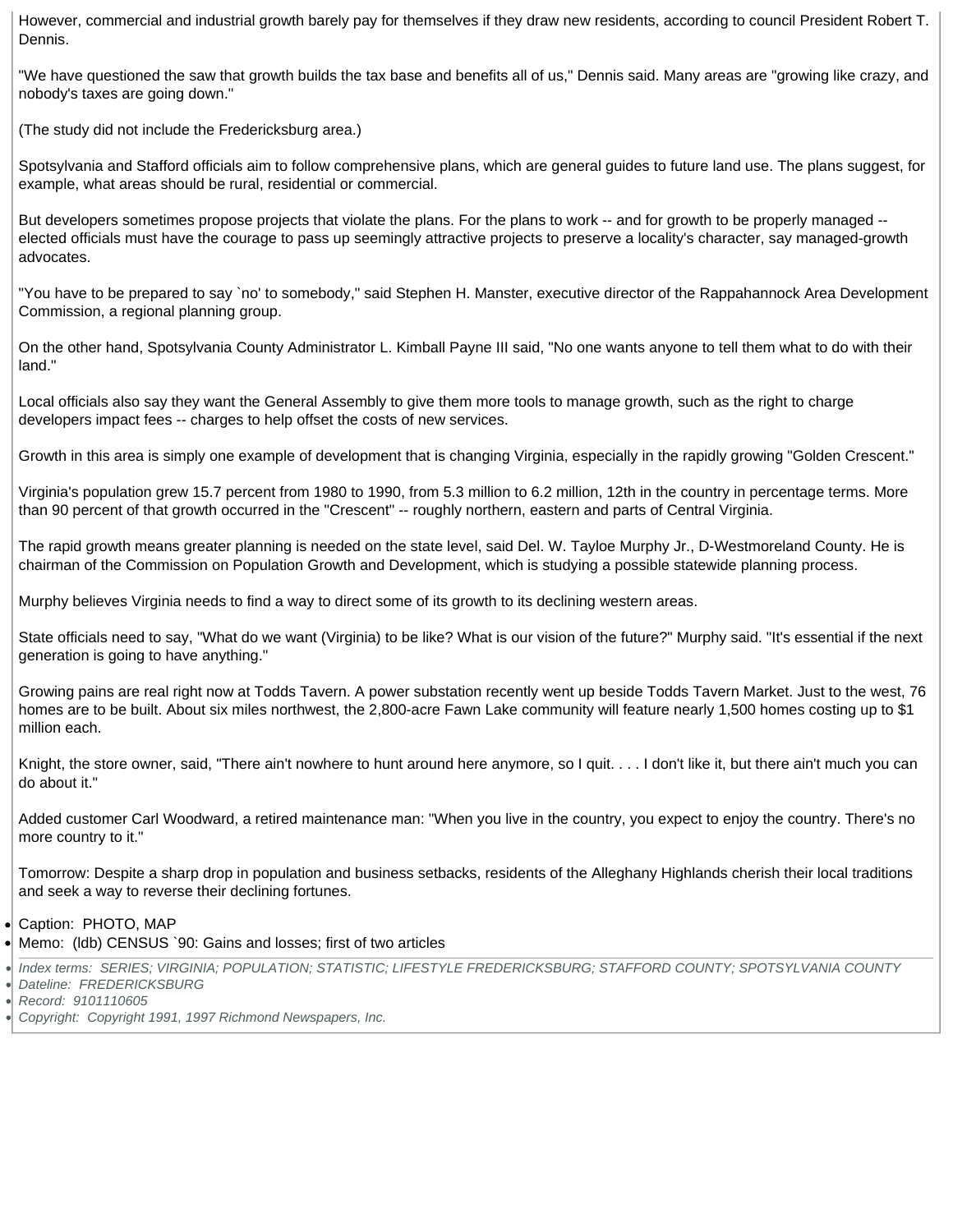However, commercial and industrial growth barely pay for themselves if they draw new residents, according to council President Robert T. Dennis.

"We have questioned the saw that growth builds the tax base and benefits all of us," Dennis said. Many areas are "growing like crazy, and nobody's taxes are going down."

(The study did not include the Fredericksburg area.)

Spotsylvania and Stafford officials aim to follow comprehensive plans, which are general guides to future land use. The plans suggest, for example, what areas should be rural, residential or commercial.

But developers sometimes propose projects that violate the plans. For the plans to work -- and for growth to be properly managed -- elected officials must have the courage to pass up seemingly attractive projects to preserve a locality's character, say managed-growth advocates.

"You have to be prepared to say `no' to somebody," said Stephen H. Manster, executive director of the Rappahannock Area Development Commission, a regional planning group.

On the other hand, Spotsylvania County Administrator L. Kimball Payne III said, "No one wants anyone to tell them what to do with their land."

Local officials also say they want the General Assembly to give them more tools to manage growth, such as the right to charge developers impact fees -- charges to help offset the costs of new services.

Growth in this area is simply one example of development that is changing Virginia, especially in the rapidly growing "Golden Crescent."

Virginia's population grew 15.7 percent from 1980 to 1990, from 5.3 million to 6.2 million, 12th in the country in percentage terms. More than 90 percent of that growth occurred in the "Crescent" -- roughly northern, eastern and parts of Central Virginia.

The rapid growth means greater planning is needed on the state level, said Del. W. Tayloe Murphy Jr., D-Westmoreland County. He is chairman of the Commission on Population Growth and Development, which is studying a possible statewide planning process.

Murphy believes Virginia needs to find a way to direct some of its growth to its declining western areas.

State officials need to say, "What do we want (Virginia) to be like? What is our vision of the future?" Murphy said. "It's essential if the next generation is going to have anything."

Growing pains are real right now at Todds Tavern. A power substation recently went up beside Todds Tavern Market. Just to the west, 76 homes are to be built. About six miles northwest, the 2,800-acre Fawn Lake community will feature nearly 1,500 homes costing up to $1 million each.

Knight, the store owner, said, "There ain't nowhere to hunt around here anymore, so I quit. . . . I don't like it, but there ain't much you can do about it."

Added customer Carl Woodward, a retired maintenance man: "When you live in the country, you expect to enjoy the country. There's no more country to it."

Tomorrow: Despite a sharp drop in population and business setbacks, residents of the Alleghany Highlands cherish their local traditions and seek a way to reverse their declining fortunes.

- Caption: PHOTO, MAP
- Memo: (ldb) CENSUS `90: Gains and losses; first of two articles

---

- *Index terms: SERIES; VIRGINIA; POPULATION; STATISTIC; LIFESTYLE FREDERICKSBURG; STAFFORD COUNTY; SPOTSYLVANIA COUNTY*
- *Dateline: FREDERICKSBURG*
- *Record: 9101110605*
- *Copyright: Copyright 1991, 1997 Richmond Newspapers, Inc.*